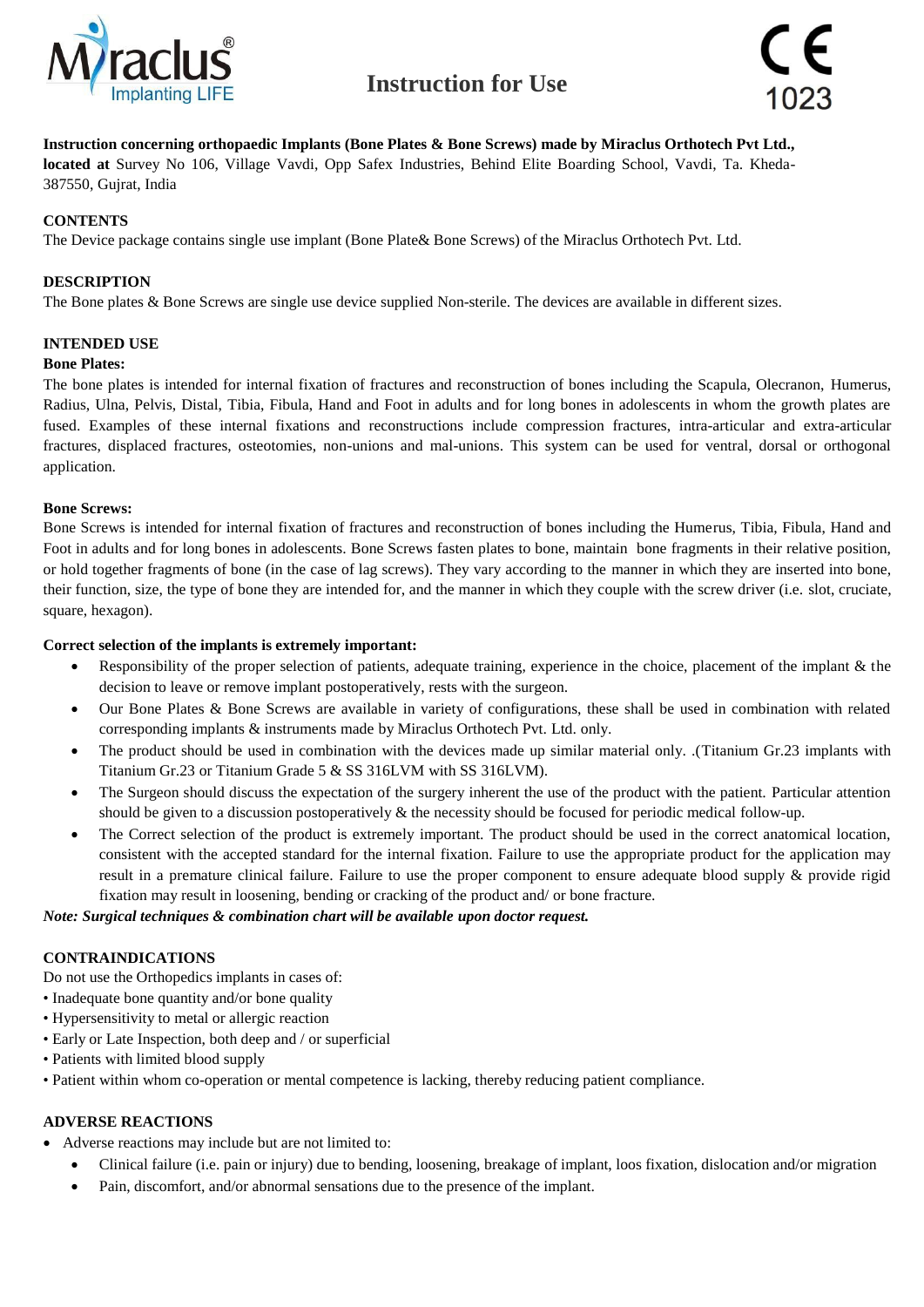Miraclus® Implanting LIFE

# Instruction for Use

CE 1023

**Instruction concerning orthopaedic Implants (Bone Plates & Bone Screws) made by Miraclus Orthotech Pvt Ltd., located at** Survey No 106, Village Vavdi, Opp Safex Industries, Behind Elite Boarding School, Vavdi, Ta. Kheda-387550, Gujrat, India

## CONTENTS

The Device package contains single use implant (Bone Plate& Bone Screws) of the Miraclus Orthotech Pvt. Ltd.

## DESCRIPTION

The Bone plates & Bone Screws are single use device supplied Non-sterile. The devices are available in different sizes.

## INTENDED USE

### Bone Plates:

The bone plates is intended for internal fixation of fractures and reconstruction of bones including the Scapula, Olecranon, Humerus, Radius, Ulna, Pelvis, Distal, Tibia, Fibula, Hand and Foot in adults and for long bones in adolescents in whom the growth plates are fused. Examples of these internal fixations and reconstructions include compression fractures, intra-articular and extra-articular fractures, displaced fractures, osteotomies, non-unions and mal-unions. This system can be used for ventral, dorsal or orthogonal application.

### Bone Screws:

Bone Screws is intended for internal fixation of fractures and reconstruction of bones including the Humerus, Tibia, Fibula, Hand and Foot in adults and for long bones in adolescents. Bone Screws fasten plates to bone, maintain bone fragments in their relative position, or hold together fragments of bone (in the case of lag screws). They vary according to the manner in which they are inserted into bone, their function, size, the type of bone they are intended for, and the manner in which they couple with the screw driver (i.e. slot, cruciate, square, hexagon).

**Correct selection of the implants is extremely important:**

- Responsibility of the proper selection of patients, adequate training, experience in the choice, placement of the implant & the decision to leave or remove implant postoperatively, rests with the surgeon.
- Our Bone Plates & Bone Screws are available in variety of configurations, these shall be used in combination with related corresponding implants & instruments made by Miraclus Orthotech Pvt. Ltd. only.
- The product should be used in combination with the devices made up similar material only. .(Titanium Gr.23 implants with Titanium Gr.23 or Titanium Grade 5 & SS 316LVM with SS 316LVM).
- The Surgeon should discuss the expectation of the surgery inherent the use of the product with the patient. Particular attention should be given to a discussion postoperatively & the necessity should be focused for periodic medical follow-up.
- The Correct selection of the product is extremely important. The product should be used in the correct anatomical location, consistent with the accepted standard for the internal fixation. Failure to use the appropriate product for the application may result in a premature clinical failure. Failure to use the proper component to ensure adequate blood supply & provide rigid fixation may result in loosening, bending or cracking of the product and/ or bone fracture.

***Note: Surgical techniques & combination chart will be available upon doctor request.***

## CONTRAINDICATIONS

Do not use the Orthopedics implants in cases of:

- Inadequate bone quantity and/or bone quality
- Hypersensitivity to metal or allergic reaction
- Early or Late Inspection, both deep and / or superficial
- Patients with limited blood supply
- Patient within whom co-operation or mental competence is lacking, thereby reducing patient compliance.

## ADVERSE REACTIONS

- Adverse reactions may include but are not limited to:
  - Clinical failure (i.e. pain or injury) due to bending, loosening, breakage of implant, loos fixation, dislocation and/or migration
  - Pain, discomfort, and/or abnormal sensations due to the presence of the implant.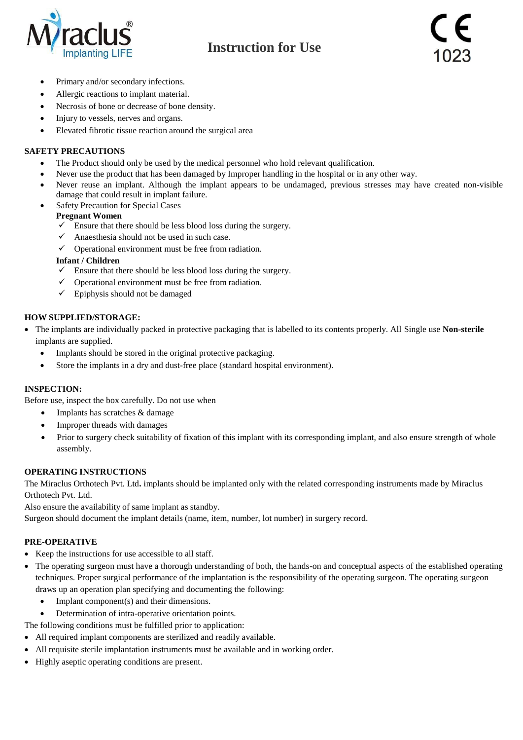- Primary and/or secondary infections.
- Allergic reactions to implant material.
- Necrosis of bone or decrease of bone density.
- Injury to vessels, nerves and organs.
- Elevated fibrotic tissue reaction around the surgical area

**SAFETY PRECAUTIONS**

- The Product should only be used by the medical personnel who hold relevant qualification.
- Never use the product that has been damaged by Improper handling in the hospital or in any other way.
- Never reuse an implant. Although the implant appears to be undamaged, previous stresses may have created non-visible damage that could result in implant failure.
- Safety Precaution for Special Cases

  **Pregnant Women**
  - ✓ Ensure that there should be less blood loss during the surgery.
  - ✓ Anaesthesia should not be used in such case.
  - ✓ Operational environment must be free from radiation.

  **Infant / Children**
  - ✓ Ensure that there should be less blood loss during the surgery.
  - ✓ Operational environment must be free from radiation.
  - ✓ Epiphysis should not be damaged

**HOW SUPPLIED/STORAGE:**

- The implants are individually packed in protective packaging that is labelled to its contents properly. All Single use **Non-sterile** implants are supplied.
  - Implants should be stored in the original protective packaging.
  - Store the implants in a dry and dust-free place (standard hospital environment).

**INSPECTION:**

Before use, inspect the box carefully. Do not use when

- Implants has scratches & damage
- Improper threads with damages
- Prior to surgery check suitability of fixation of this implant with its corresponding implant, and also ensure strength of whole assembly.

**OPERATING INSTRUCTIONS**

The Miraclus Orthotech Pvt. Ltd**.** implants should be implanted only with the related corresponding instruments made by Miraclus Orthotech Pvt. Ltd.

Also ensure the availability of same implant as standby.

Surgeon should document the implant details (name, item, number, lot number) in surgery record.

**PRE-OPERATIVE**

- Keep the instructions for use accessible to all staff.
- The operating surgeon must have a thorough understanding of both, the hands-on and conceptual aspects of the established operating techniques. Proper surgical performance of the implantation is the responsibility of the operating surgeon. The operating surgeon draws up an operation plan specifying and documenting the following:
  - Implant component(s) and their dimensions.
  - Determination of intra-operative orientation points.

The following conditions must be fulfilled prior to application:

- All required implant components are sterilized and readily available.
- All requisite sterile implantation instruments must be available and in working order.
- Highly aseptic operating conditions are present.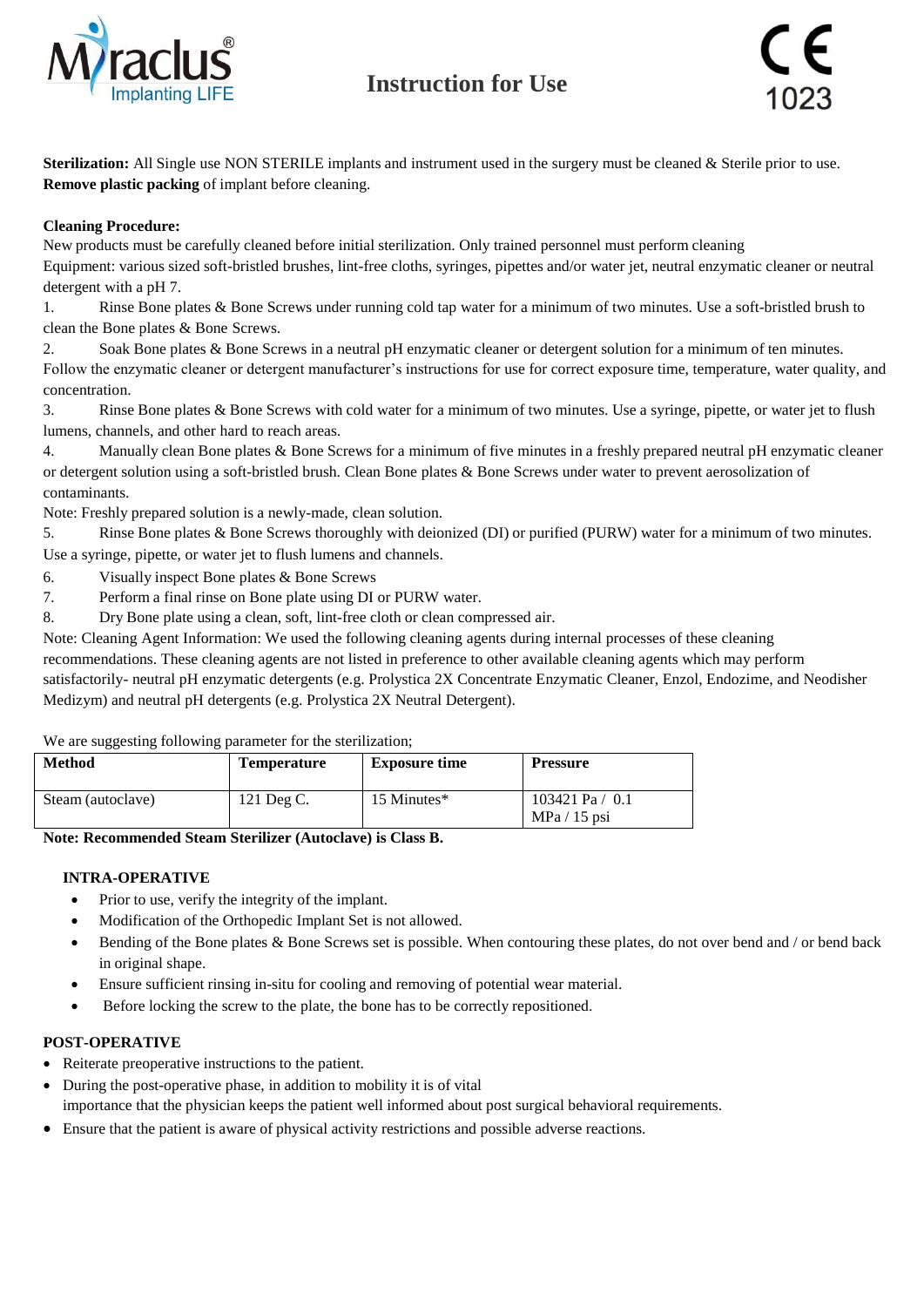# Instruction for Use

**Sterilization:** All Single use NON STERILE implants and instrument used in the surgery must be cleaned & Sterile prior to use. **Remove plastic packing** of implant before cleaning.

**Cleaning Procedure:**
New products must be carefully cleaned before initial sterilization. Only trained personnel must perform cleaning
Equipment: various sized soft-bristled brushes, lint-free cloths, syringes, pipettes and/or water jet, neutral enzymatic cleaner or neutral detergent with a pH 7.

1. Rinse Bone plates & Bone Screws under running cold tap water for a minimum of two minutes. Use a soft-bristled brush to clean the Bone plates & Bone Screws.
2. Soak Bone plates & Bone Screws in a neutral pH enzymatic cleaner or detergent solution for a minimum of ten minutes. Follow the enzymatic cleaner or detergent manufacturer's instructions for use for correct exposure time, temperature, water quality, and concentration.
3. Rinse Bone plates & Bone Screws with cold water for a minimum of two minutes. Use a syringe, pipette, or water jet to flush lumens, channels, and other hard to reach areas.
4. Manually clean Bone plates & Bone Screws for a minimum of five minutes in a freshly prepared neutral pH enzymatic cleaner or detergent solution using a soft-bristled brush. Clean Bone plates & Bone Screws under water to prevent aerosolization of contaminants.

Note: Freshly prepared solution is a newly-made, clean solution.

5. Rinse Bone plates & Bone Screws thoroughly with deionized (DI) or purified (PURW) water for a minimum of two minutes. Use a syringe, pipette, or water jet to flush lumens and channels.
6. Visually inspect Bone plates & Bone Screws
7. Perform a final rinse on Bone plate using DI or PURW water.
8. Dry Bone plate using a clean, soft, lint-free cloth or clean compressed air.

Note: Cleaning Agent Information: We used the following cleaning agents during internal processes of these cleaning recommendations. These cleaning agents are not listed in preference to other available cleaning agents which may perform satisfactorily- neutral pH enzymatic detergents (e.g. Prolystica 2X Concentrate Enzymatic Cleaner, Enzol, Endozime, and Neodisher Medizym) and neutral pH detergents (e.g. Prolystica 2X Neutral Detergent).

We are suggesting following parameter for the sterilization;

| Method | Temperature | Exposure time | Pressure |
|---|---|---|---|
| Steam (autoclave) | 121 Deg C. | 15 Minutes* | 103421 Pa / 0.1 MPa / 15 psi |

**Note: Recommended Steam Sterilizer (Autoclave) is Class B.**

## INTRA-OPERATIVE

- Prior to use, verify the integrity of the implant.
- Modification of the Orthopedic Implant Set is not allowed.
- Bending of the Bone plates & Bone Screws set is possible. When contouring these plates, do not over bend and / or bend back in original shape.
- Ensure sufficient rinsing in-situ for cooling and removing of potential wear material.
- Before locking the screw to the plate, the bone has to be correctly repositioned.

## POST-OPERATIVE

- Reiterate preoperative instructions to the patient.
- During the post-operative phase, in addition to mobility it is of vital importance that the physician keeps the patient well informed about post surgical behavioral requirements.
- Ensure that the patient is aware of physical activity restrictions and possible adverse reactions.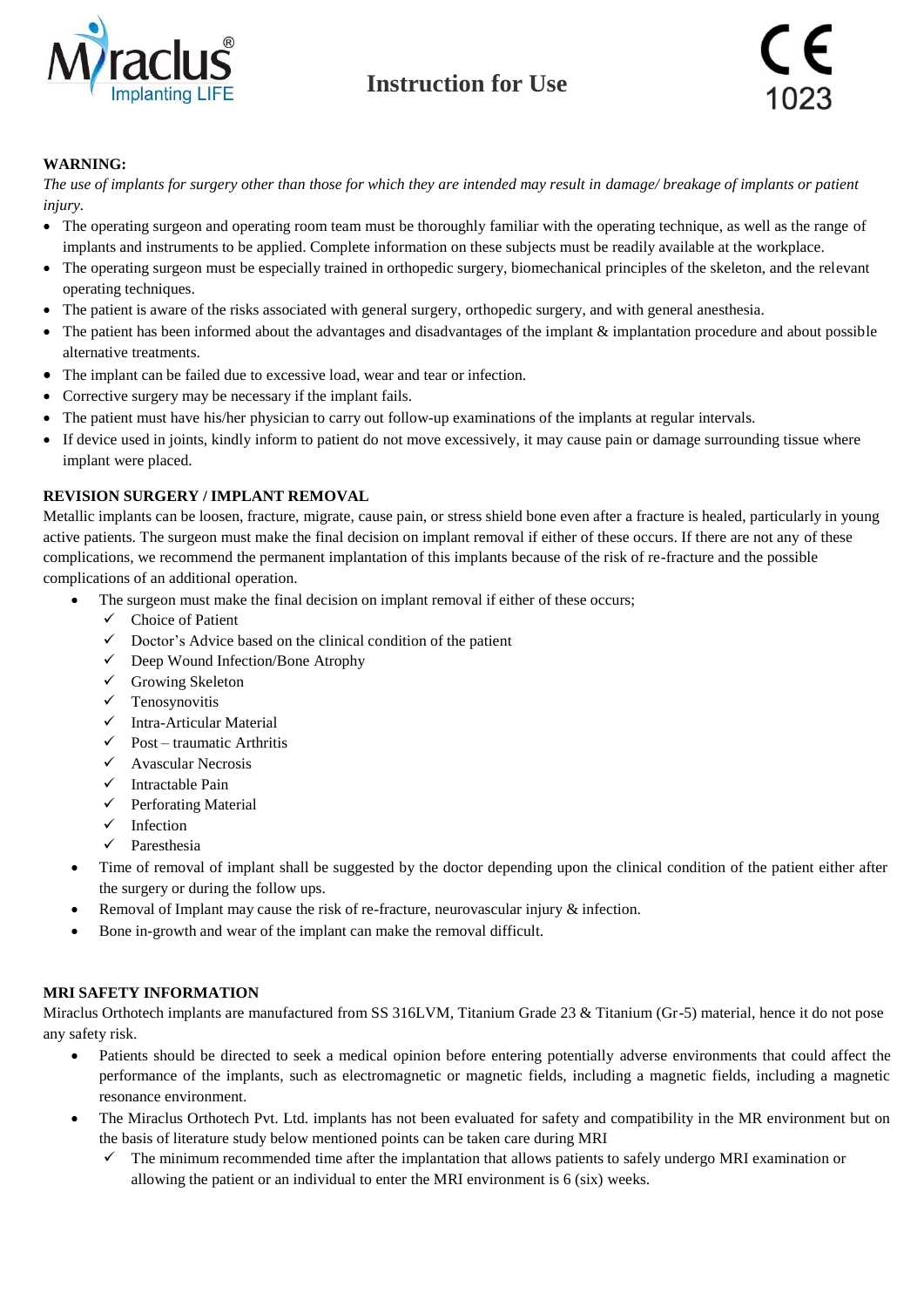# Instruction for Use

**WARNING:**

*The use of implants for surgery other than those for which they are intended may result in damage/ breakage of implants or patient injury.*

- The operating surgeon and operating room team must be thoroughly familiar with the operating technique, as well as the range of implants and instruments to be applied. Complete information on these subjects must be readily available at the workplace.
- The operating surgeon must be especially trained in orthopedic surgery, biomechanical principles of the skeleton, and the relevant operating techniques.
- The patient is aware of the risks associated with general surgery, orthopedic surgery, and with general anesthesia.
- The patient has been informed about the advantages and disadvantages of the implant & implantation procedure and about possible alternative treatments.
- The implant can be failed due to excessive load, wear and tear or infection.
- Corrective surgery may be necessary if the implant fails.
- The patient must have his/her physician to carry out follow-up examinations of the implants at regular intervals.
- If device used in joints, kindly inform to patient do not move excessively, it may cause pain or damage surrounding tissue where implant were placed.

**REVISION SURGERY / IMPLANT REMOVAL**

Metallic implants can be loosen, fracture, migrate, cause pain, or stress shield bone even after a fracture is healed, particularly in young active patients. The surgeon must make the final decision on implant removal if either of these occurs. If there are not any of these complications, we recommend the permanent implantation of this implants because of the risk of re-fracture and the possible complications of an additional operation.

- The surgeon must make the final decision on implant removal if either of these occurs;
  - ✓ Choice of Patient
  - ✓ Doctor's Advice based on the clinical condition of the patient
  - ✓ Deep Wound Infection/Bone Atrophy
  - ✓ Growing Skeleton
  - ✓ Tenosynovitis
  - ✓ Intra-Articular Material
  - ✓ Post – traumatic Arthritis
  - ✓ Avascular Necrosis
  - ✓ Intractable Pain
  - ✓ Perforating Material
  - ✓ Infection
  - ✓ Paresthesia
- Time of removal of implant shall be suggested by the doctor depending upon the clinical condition of the patient either after the surgery or during the follow ups.
- Removal of Implant may cause the risk of re-fracture, neurovascular injury & infection.
- Bone in-growth and wear of the implant can make the removal difficult.

**MRI SAFETY INFORMATION**

Miraclus Orthotech implants are manufactured from SS 316LVM, Titanium Grade 23 & Titanium (Gr-5) material, hence it do not pose any safety risk.

- Patients should be directed to seek a medical opinion before entering potentially adverse environments that could affect the performance of the implants, such as electromagnetic or magnetic fields, including a magnetic fields, including a magnetic resonance environment.
- The Miraclus Orthotech Pvt. Ltd. implants has not been evaluated for safety and compatibility in the MR environment but on the basis of literature study below mentioned points can be taken care during MRI
  - ✓ The minimum recommended time after the implantation that allows patients to safely undergo MRI examination or allowing the patient or an individual to enter the MRI environment is 6 (six) weeks.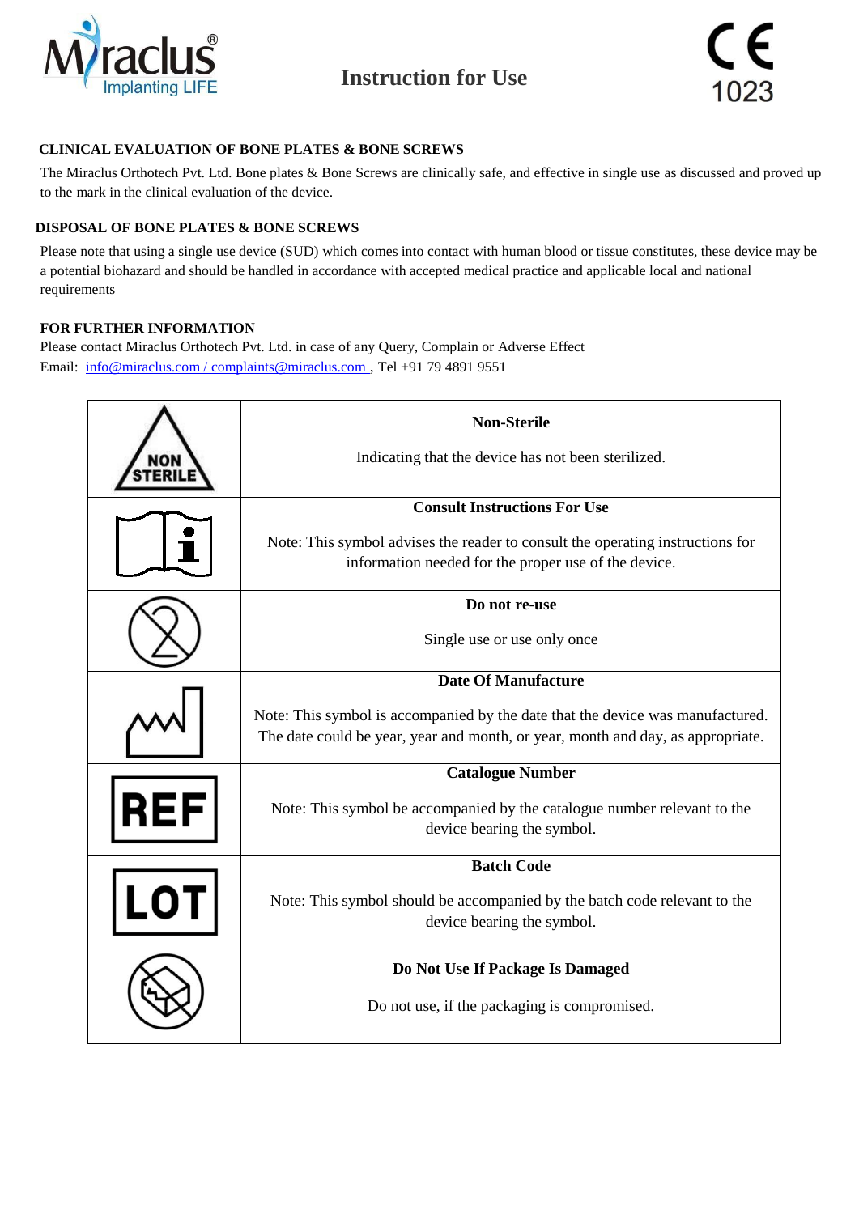**Instruction for Use**

### CLINICAL EVALUATION OF BONE PLATES & BONE SCREWS

The Miraclus Orthotech Pvt. Ltd. Bone plates & Bone Screws are clinically safe, and effective in single use as discussed and proved up to the mark in the clinical evaluation of the device.

### DISPOSAL OF BONE PLATES & BONE SCREWS

Please note that using a single use device (SUD) which comes into contact with human blood or tissue constitutes, these device may be a potential biohazard and should be handled in accordance with accepted medical practice and applicable local and national requirements

### FOR FURTHER INFORMATION

Please contact Miraclus Orthotech Pvt. Ltd. in case of any Query, Complain or Adverse Effect
Email: info@miraclus.com / complaints@miraclus.com , Tel +91 79 4891 9551

| Symbol | Description |
|---|---|
| NON STERILE | **Non-Sterile**<br><br>Indicating that the device has not been sterilized. |
| | **Consult Instructions For Use**<br><br>Note: This symbol advises the reader to consult the operating instructions for information needed for the proper use of the device. |
| | **Do not re-use**<br><br>Single use or use only once |
| | **Date Of Manufacture**<br><br>Note: This symbol is accompanied by the date that the device was manufactured. The date could be year, year and month, or year, month and day, as appropriate. |
| REF | **Catalogue Number**<br><br>Note: This symbol be accompanied by the catalogue number relevant to the device bearing the symbol. |
| LOT | **Batch Code**<br><br>Note: This symbol should be accompanied by the batch code relevant to the device bearing the symbol. |
| | **Do Not Use If Package Is Damaged**<br><br>Do not use, if the packaging is compromised. |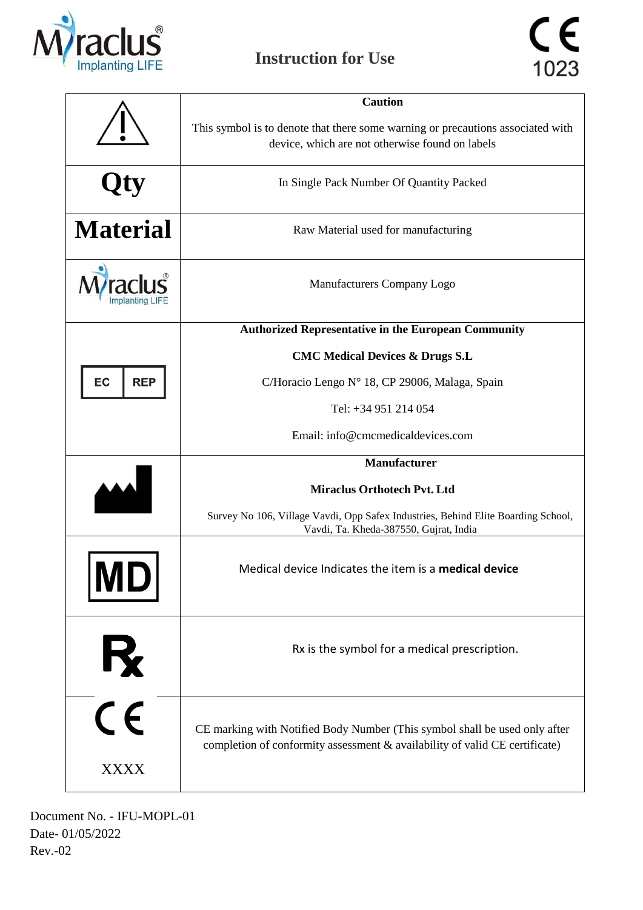| | |
|---|---|
| ⚠ | **Caution**<br><br>This symbol is to denote that there some warning or precautions associated with device, which are not otherwise found on labels |
| **Qty** | In Single Pack Number Of Quantity Packed |
| **Material** | Raw Material used for manufacturing |
| Miraclus® Implanting LIFE | Manufacturers Company Logo |
| EC REP | **Authorized Representative in the European Community**<br><br>**CMC Medical Devices & Drugs S.L**<br><br>C/Horacio Lengo N° 18, CP 29006, Malaga, Spain<br><br>Tel: +34 951 214 054<br><br>Email: info@cmcmedicaldevices.com |
| | **Manufacturer**<br><br>**Miraclus Orthotech Pvt. Ltd**<br><br>Survey No 106, Village Vavdi, Opp Safex Industries, Behind Elite Boarding School, Vavdi, Ta. Kheda-387550, Gujrat, India |
| MD | Medical device Indicates the item is a **medical device** |
| Rx | Rx is the symbol for a medical prescription. |
| CE<br>XXXX | CE marking with Notified Body Number (This symbol shall be used only after completion of conformity assessment & availability of valid CE certificate) |

Document No. - IFU-MOPL-01
Date- 01/05/2022
Rev.-02